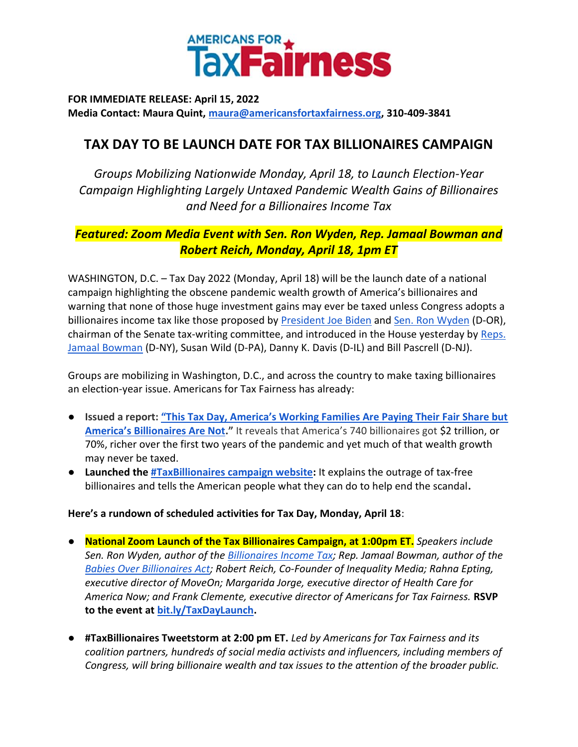AMERICANS FOR TaxFairness

**FOR IMMEDIATE RELEASE: April 15, 2022**
**Media Contact: Maura Quint, maura@americansfortaxfairness.org, 310-409-3841**

# TAX DAY TO BE LAUNCH DATE FOR TAX BILLIONAIRES CAMPAIGN

*Groups Mobilizing Nationwide Monday, April 18, to Launch Election-Year Campaign Highlighting Largely Untaxed Pandemic Wealth Gains of Billionaires and Need for a Billionaires Income Tax*

***Featured: Zoom Media Event with Sen. Ron Wyden, Rep. Jamaal Bowman and Robert Reich, Monday, April 18, 1pm ET***

WASHINGTON, D.C. – Tax Day 2022 (Monday, April 18) will be the launch date of a national campaign highlighting the obscene pandemic wealth growth of America's billionaires and warning that none of those huge investment gains may ever be taxed unless Congress adopts a billionaires income tax like those proposed by President Joe Biden and Sen. Ron Wyden (D-OR), chairman of the Senate tax-writing committee, and introduced in the House yesterday by Reps. Jamaal Bowman (D-NY), Susan Wild (D-PA), Danny K. Davis (D-IL) and Bill Pascrell (D-NJ).

Groups are mobilizing in Washington, D.C., and across the country to make taxing billionaires an election-year issue. Americans for Tax Fairness has already:

- **Issued a report: "This Tax Day, America's Working Families Are Paying Their Fair Share but America's Billionaires Are Not."** It reveals that America's 740 billionaires got $2 trillion, or 70%, richer over the first two years of the pandemic and yet much of that wealth growth may never be taxed.
- **Launched the #TaxBillionaires campaign website:** It explains the outrage of tax-free billionaires and tells the American people what they can do to help end the scandal**.**

**Here's a rundown of scheduled activities for Tax Day, Monday, April 18**:

- **National Zoom Launch of the Tax Billionaires Campaign, at 1:00pm ET.** *Speakers include Sen. Ron Wyden, author of the Billionaires Income Tax; Rep. Jamaal Bowman, author of the Babies Over Billionaires Act; Robert Reich, Co-Founder of Inequality Media; Rahna Epting, executive director of MoveOn; Margarida Jorge, executive director of Health Care for America Now; and Frank Clemente, executive director of Americans for Tax Fairness.* **RSVP to the event at bit.ly/TaxDayLaunch.**

- **#TaxBillionaires Tweetstorm at 2:00 pm ET.** *Led by Americans for Tax Fairness and its coalition partners, hundreds of social media activists and influencers, including members of Congress, will bring billionaire wealth and tax issues to the attention of the broader public.*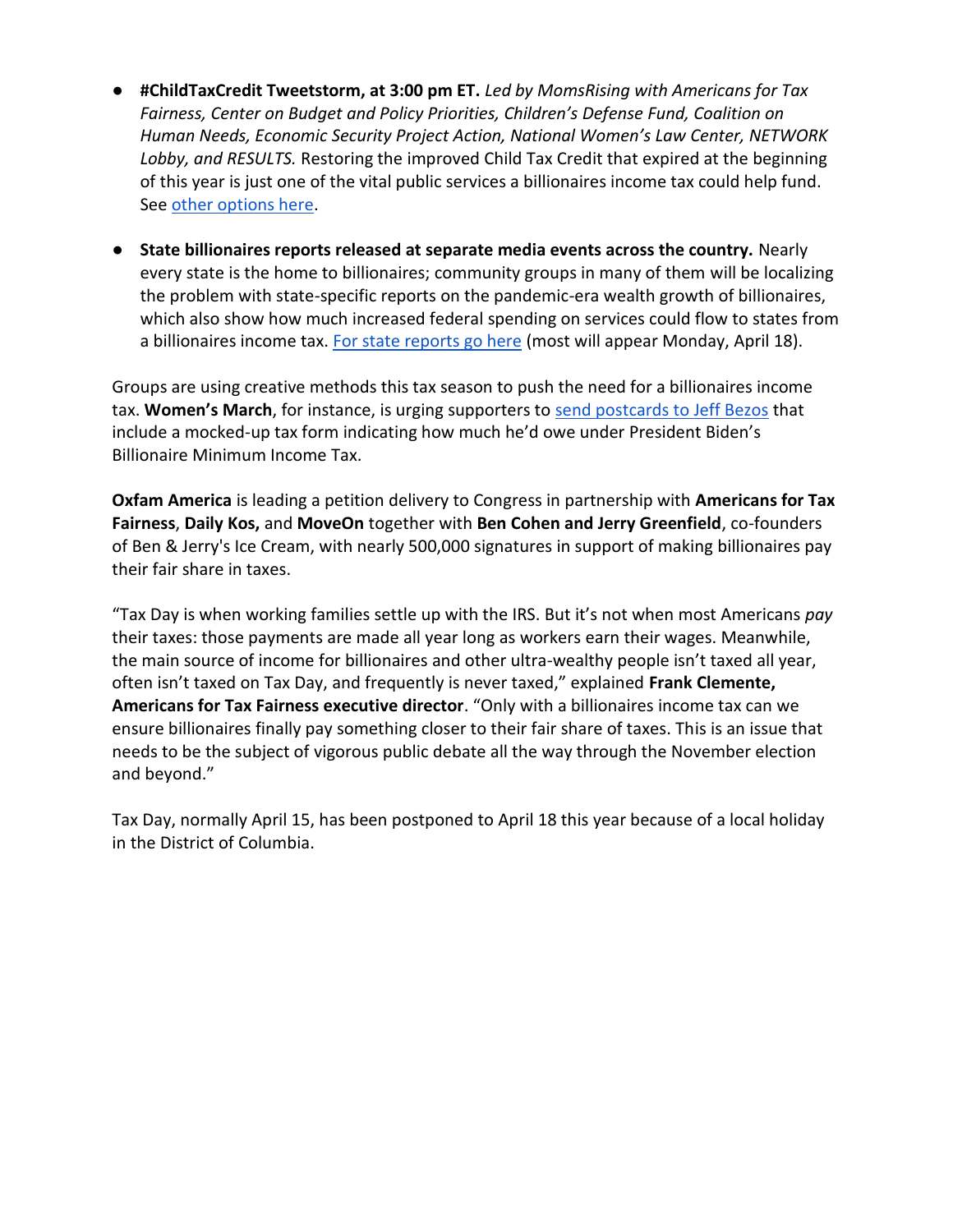- **#ChildTaxCredit Tweetstorm, at 3:00 pm ET.** *Led by MomsRising with Americans for Tax Fairness, Center on Budget and Policy Priorities, Children's Defense Fund, Coalition on Human Needs, Economic Security Project Action, National Women's Law Center, NETWORK Lobby, and RESULTS.* Restoring the improved Child Tax Credit that expired at the beginning of this year is just one of the vital public services a billionaires income tax could help fund. See other options here.

- **State billionaires reports released at separate media events across the country.** Nearly every state is the home to billionaires; community groups in many of them will be localizing the problem with state-specific reports on the pandemic-era wealth growth of billionaires, which also show how much increased federal spending on services could flow to states from a billionaires income tax. For state reports go here (most will appear Monday, April 18).

Groups are using creative methods this tax season to push the need for a billionaires income tax. **Women's March**, for instance, is urging supporters to send postcards to Jeff Bezos that include a mocked-up tax form indicating how much he'd owe under President Biden's Billionaire Minimum Income Tax.

**Oxfam America** is leading a petition delivery to Congress in partnership with **Americans for Tax Fairness**, **Daily Kos,** and **MoveOn** together with **Ben Cohen and Jerry Greenfield**, co-founders of Ben & Jerry's Ice Cream, with nearly 500,000 signatures in support of making billionaires pay their fair share in taxes.

"Tax Day is when working families settle up with the IRS. But it's not when most Americans *pay* their taxes: those payments are made all year long as workers earn their wages. Meanwhile, the main source of income for billionaires and other ultra-wealthy people isn't taxed all year, often isn't taxed on Tax Day, and frequently is never taxed," explained **Frank Clemente, Americans for Tax Fairness executive director**. "Only with a billionaires income tax can we ensure billionaires finally pay something closer to their fair share of taxes. This is an issue that needs to be the subject of vigorous public debate all the way through the November election and beyond."

Tax Day, normally April 15, has been postponed to April 18 this year because of a local holiday in the District of Columbia.